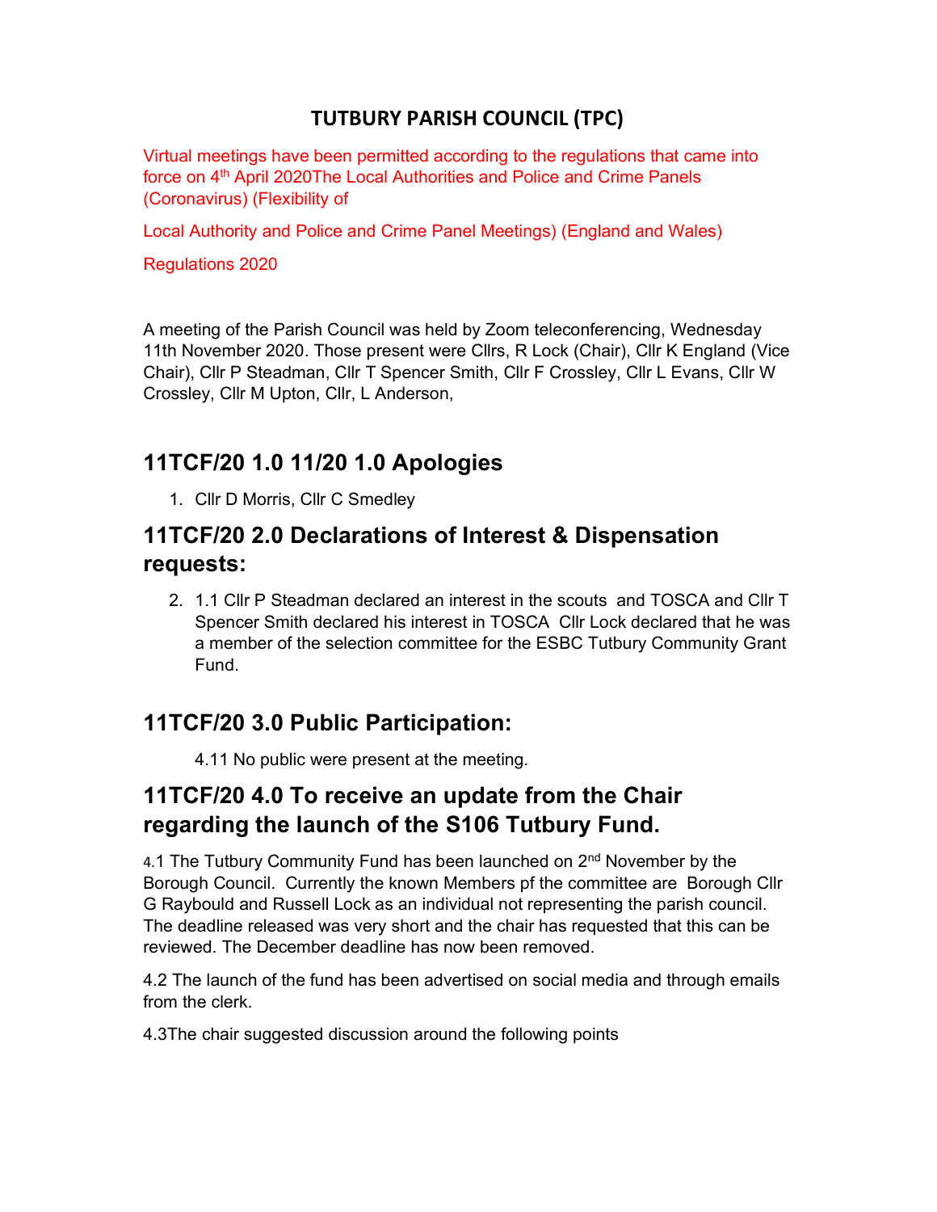# TUTBURY PARISH COUNCIL (TPC)

Virtual meetings have been permitted according to the regulations that came into force on 4th April 2020The Local Authorities and Police and Crime Panels (Coronavirus) (Flexibility of

Local Authority and Police and Crime Panel Meetings) (England and Wales)

Regulations 2020

A meeting of the Parish Council was held by Zoom teleconferencing, Wednesday 11th November 2020. Those present were Cllrs, R Lock (Chair), Cllr K England (Vice Chair), Cllr P Steadman, Cllr T Spencer Smith, Cllr F Crossley, Cllr L Evans, Cllr W Crossley, Cllr M Upton, Cllr, L Anderson,

## 11TCF/20 1.0 11/20 1.0 Apologies

1. Cllr D Morris, Cllr C Smedley

## 11TCF/20 2.0 Declarations of Interest & Dispensation requests:

2. 1.1 Cllr P Steadman declared an interest in the scouts and TOSCA and Cllr T Spencer Smith declared his interest in TOSCA Cllr Lock declared that he was a member of the selection committee for the ESBC Tutbury Community Grant Fund.

## 11TCF/20 3.0 Public Participation:

4.11 No public were present at the meeting.

## 11TCF/20 4.0 To receive an update from the Chair regarding the launch of the S106 Tutbury Fund.

4.1 The Tutbury Community Fund has been launched on 2nd November by the Borough Council. Currently the known Members pf the committee are Borough Cllr G Raybould and Russell Lock as an individual not representing the parish council. The deadline released was very short and the chair has requested that this can be reviewed. The December deadline has now been removed.

4.2 The launch of the fund has been advertised on social media and through emails from the clerk.

4.3The chair suggested discussion around the following points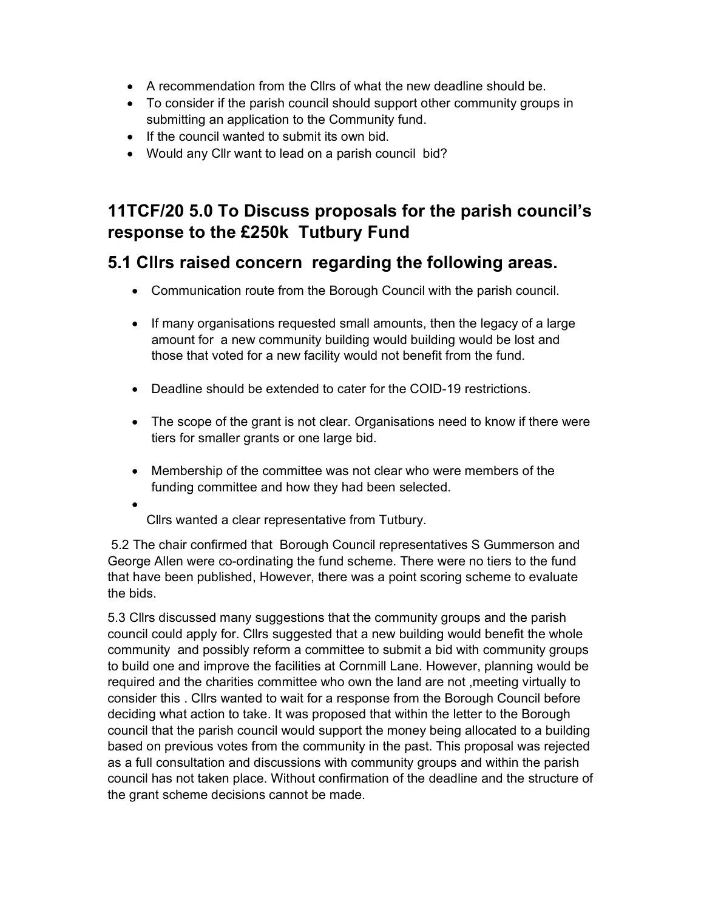- A recommendation from the Cllrs of what the new deadline should be.
- To consider if the parish council should support other community groups in submitting an application to the Community fund.
- If the council wanted to submit its own bid.
- Would any Cllr want to lead on a parish council bid?

## 11TCF/20 5.0 To Discuss proposals for the parish council's response to the £250k Tutbury Fund

### 5.1 Cllrs raised concern regarding the following areas.

- Communication route from the Borough Council with the parish council.
- If many organisations requested small amounts, then the legacy of a large amount for a new community building would building would be lost and those that voted for a new facility would not benefit from the fund.
- Deadline should be extended to cater for the COID-19 restrictions.
- The scope of the grant is not clear. Organisations need to know if there were tiers for smaller grants or one large bid.
- Membership of the committee was not clear who were members of the funding committee and how they had been selected.
- Cllrs wanted a clear representative from Tutbury.

5.2 The chair confirmed that Borough Council representatives S Gummerson and George Allen were co-ordinating the fund scheme. There were no tiers to the fund that have been published, However, there was a point scoring scheme to evaluate the bids.

5.3 Cllrs discussed many suggestions that the community groups and the parish council could apply for. Cllrs suggested that a new building would benefit the whole community and possibly reform a committee to submit a bid with community groups to build one and improve the facilities at Cornmill Lane. However, planning would be required and the charities committee who own the land are not ,meeting virtually to consider this . Cllrs wanted to wait for a response from the Borough Council before deciding what action to take. It was proposed that within the letter to the Borough council that the parish council would support the money being allocated to a building based on previous votes from the community in the past. This proposal was rejected as a full consultation and discussions with community groups and within the parish council has not taken place. Without confirmation of the deadline and the structure of the grant scheme decisions cannot be made.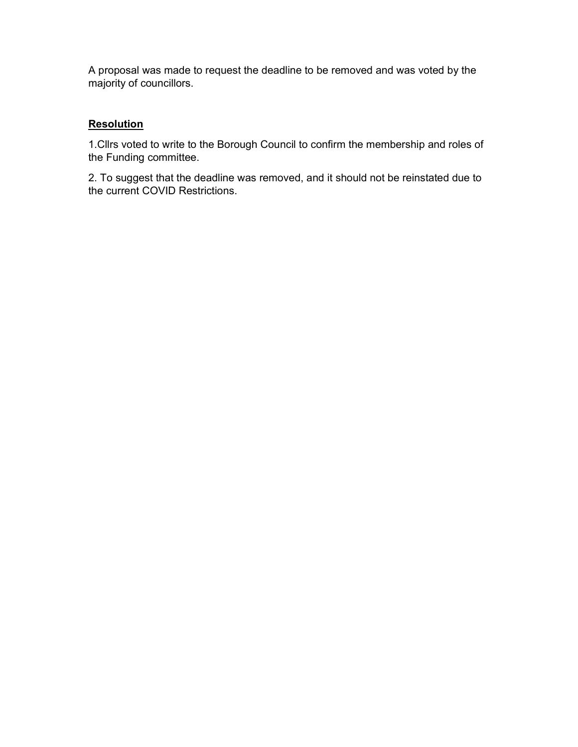A proposal was made to request the deadline to be removed and was voted by the majority of councillors.

**Resolution**

1.Cllrs voted to write to the Borough Council to confirm the membership and roles of the Funding committee.

2. To suggest that the deadline was removed, and it should not be reinstated due to the current COVID Restrictions.